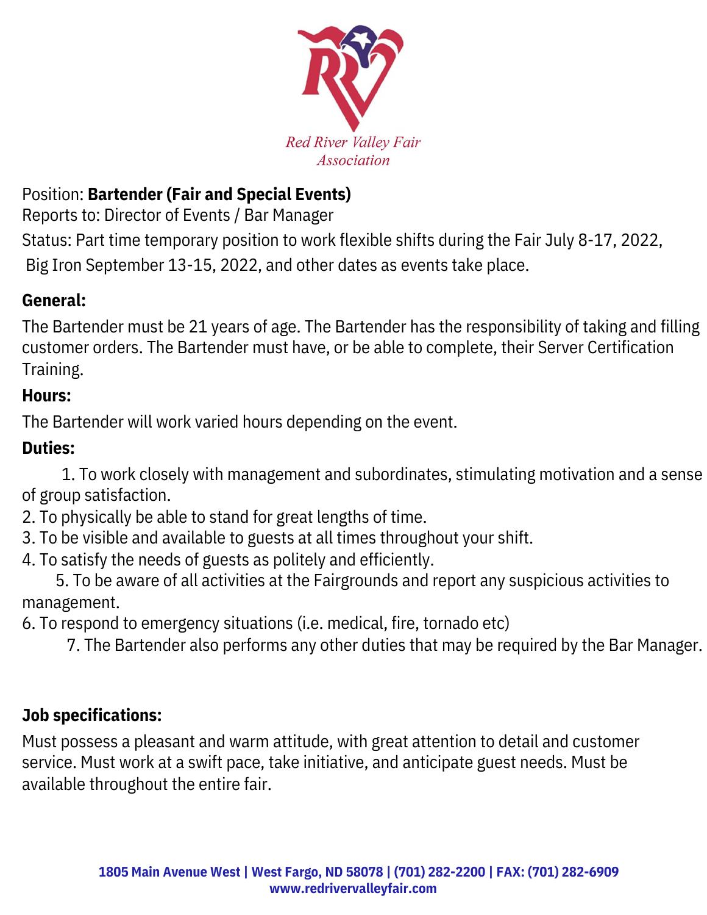Red River Valley Fair Association

Position: **Bartender (Fair and Special Events)**

Reports to: Director of Events / Bar Manager

Status: Part time temporary position to work flexible shifts during the Fair July 8-17, 2022, Big Iron September 13-15, 2022, and other dates as events take place.

**General:**

The Bartender must be 21 years of age. The Bartender has the responsibility of taking and filling customer orders. The Bartender must have, or be able to complete, their Server Certification Training.

**Hours:**

The Bartender will work varied hours depending on the event.

**Duties:**

1. To work closely with management and subordinates, stimulating motivation and a sense of group satisfaction.
2. To physically be able to stand for great lengths of time.
3. To be visible and available to guests at all times throughout your shift.
4. To satisfy the needs of guests as politely and efficiently.
5. To be aware of all activities at the Fairgrounds and report any suspicious activities to management.
6. To respond to emergency situations (i.e. medical, fire, tornado etc)
7. The Bartender also performs any other duties that may be required by the Bar Manager.

**Job specifications:**

Must possess a pleasant and warm attitude, with great attention to detail and customer service. Must work at a swift pace, take initiative, and anticipate guest needs. Must be available throughout the entire fair.

**1805 Main Avenue West | West Fargo, ND 58078 | (701) 282-2200 | FAX: (701) 282-6909**
**www.redrivervalleyfair.com**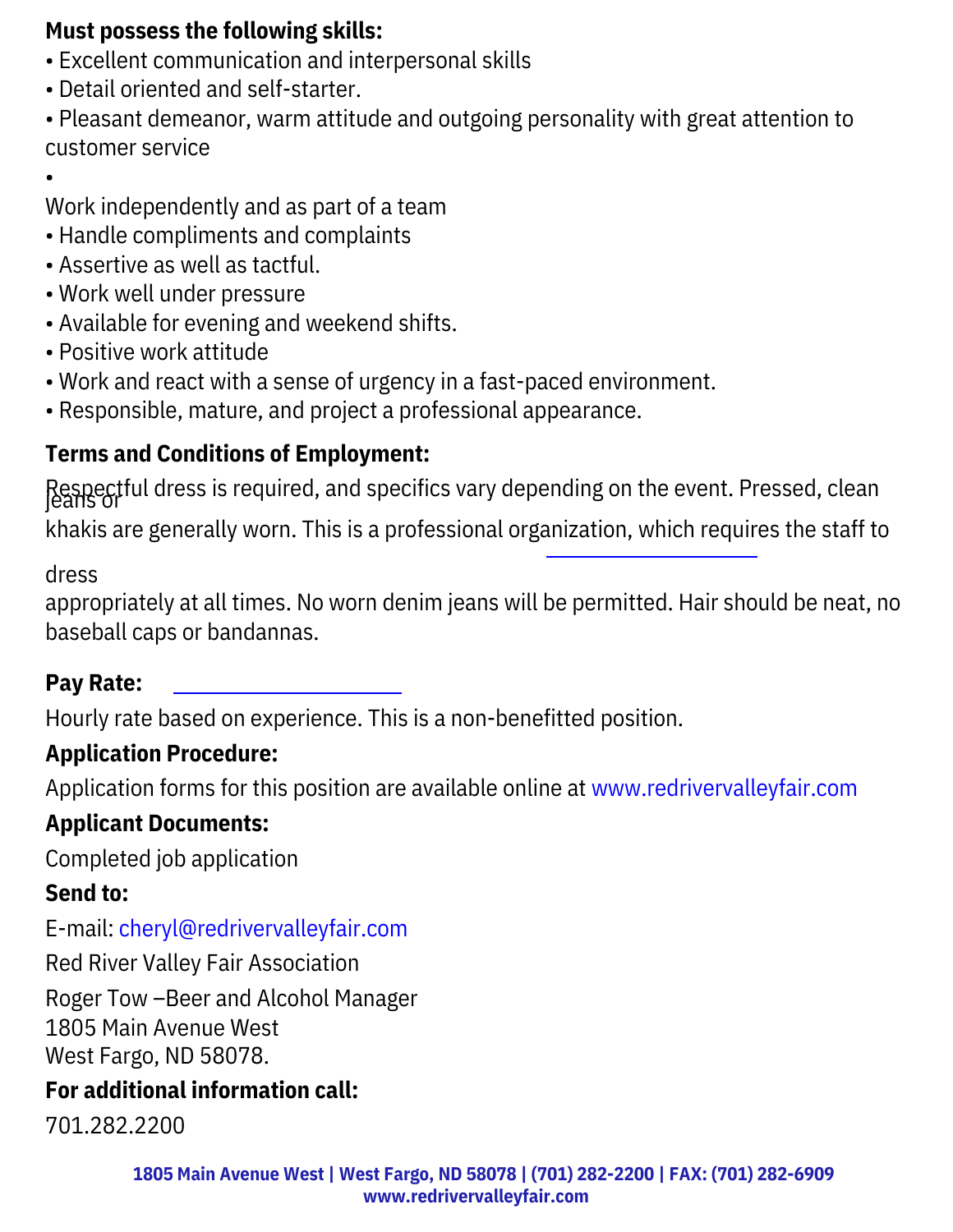**Must possess the following skills:**

- Excellent communication and interpersonal skills
- Detail oriented and self-starter.
- Pleasant demeanor, warm attitude and outgoing personality with great attention to customer service
- Work independently and as part of a team
- Handle compliments and complaints
- Assertive as well as tactful.
- Work well under pressure
- Available for evening and weekend shifts.
- Positive work attitude
- Work and react with a sense of urgency in a fast-paced environment.
- Responsible, mature, and project a professional appearance.

**Terms and Conditions of Employment:**

Respectful dress is required, and specifics vary depending on the event. Pressed, clean jeans or khakis are generally worn. This is a professional organization, which requires the staff to dress appropriately at all times. No worn denim jeans will be permitted. Hair should be neat, no baseball caps or bandannas.

**Pay Rate:**

Hourly rate based on experience. This is a non-benefitted position.

**Application Procedure:**

Application forms for this position are available online at www.redrivervalleyfair.com

**Applicant Documents:**

Completed job application

**Send to:**

E-mail: cheryl@redrivervalleyfair.com

Red River Valley Fair Association

Roger Tow –Beer and Alcohol Manager
1805 Main Avenue West
West Fargo, ND 58078.

**For additional information call:**

701.282.2200

**1805 Main Avenue West | West Fargo, ND 58078 | (701) 282-2200 | FAX: (701) 282-6909**
**www.redrivervalleyfair.com**